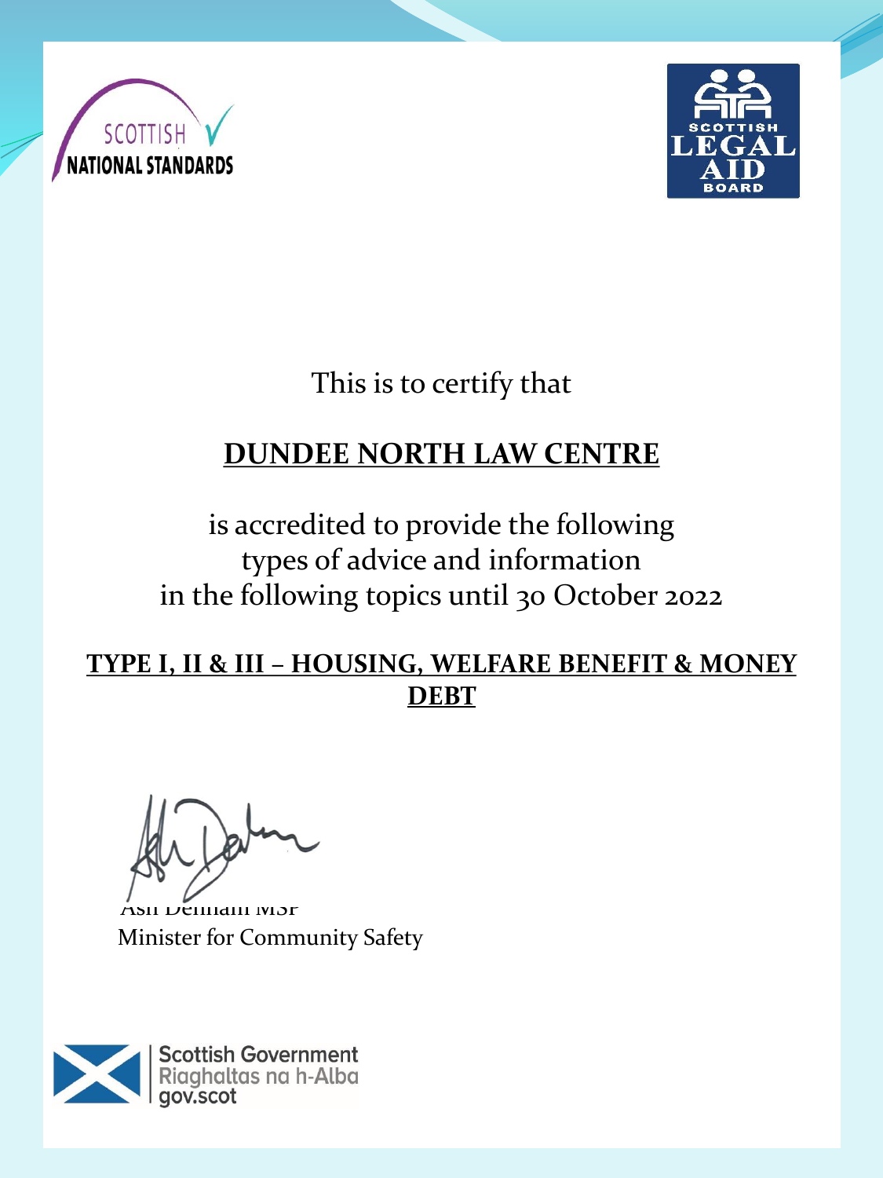SCOTTISH NATIONAL STANDARDS

SCOTTISH LEGAL AID BOARD

This is to certify that

**DUNDEE NORTH LAW CENTRE**

is accredited to provide the following types of advice and information in the following topics until 30 October 2022

**TYPE I, II & III – HOUSING, WELFARE BENEFIT & MONEY DEBT**

Ash Denham MSP
Minister for Community Safety

Scottish Government
Riaghaltas na h-Alba
gov.scot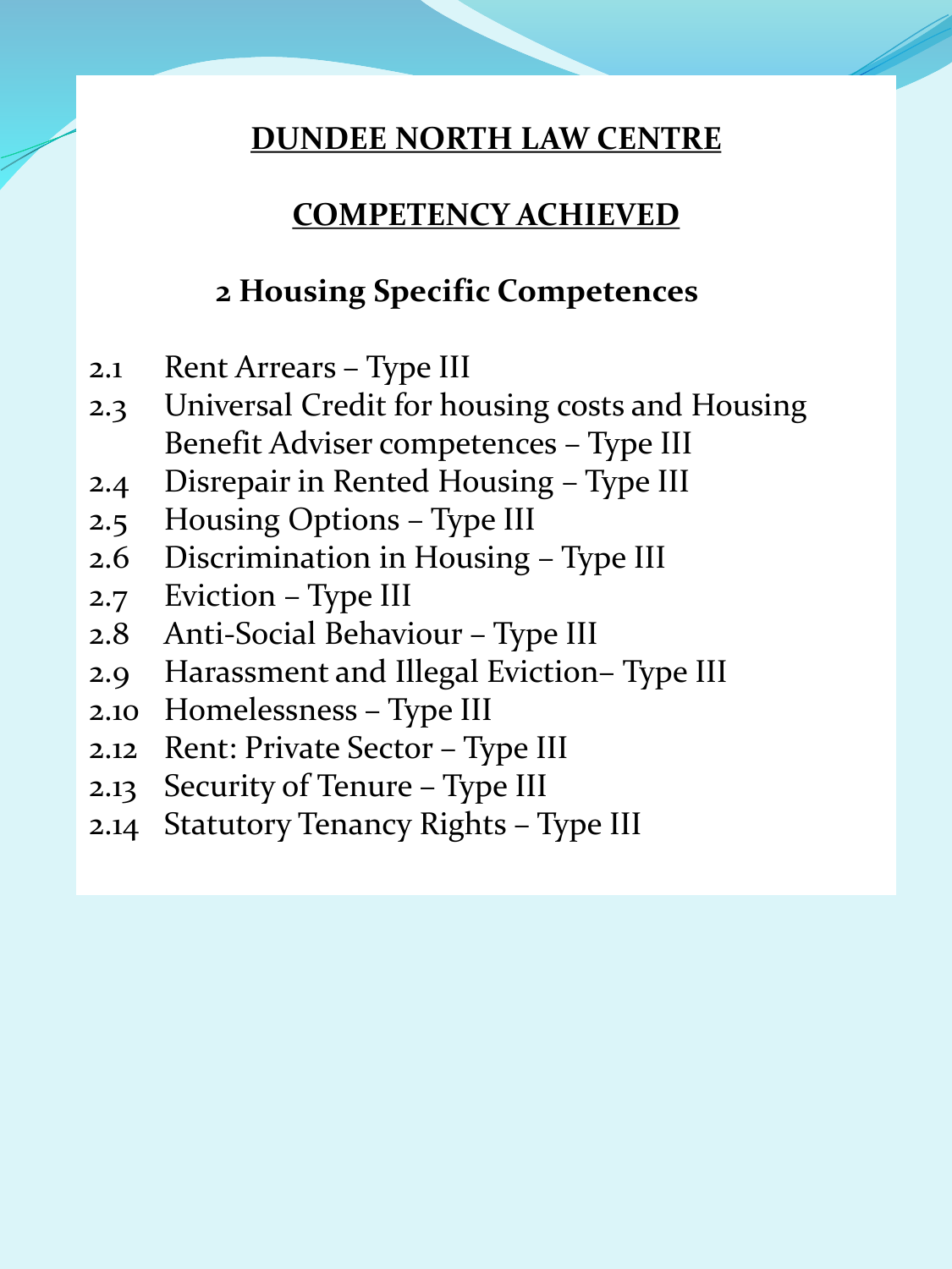# DUNDEE NORTH LAW CENTRE

## COMPETENCY ACHIEVED

### 2 Housing Specific Competences

- 2.1 Rent Arrears – Type III
- 2.3 Universal Credit for housing costs and Housing Benefit Adviser competences – Type III
- 2.4 Disrepair in Rented Housing – Type III
- 2.5 Housing Options – Type III
- 2.6 Discrimination in Housing – Type III
- 2.7 Eviction – Type III
- 2.8 Anti-Social Behaviour – Type III
- 2.9 Harassment and Illegal Eviction– Type III
- 2.10 Homelessness – Type III
- 2.12 Rent: Private Sector – Type III
- 2.13 Security of Tenure – Type III
- 2.14 Statutory Tenancy Rights – Type III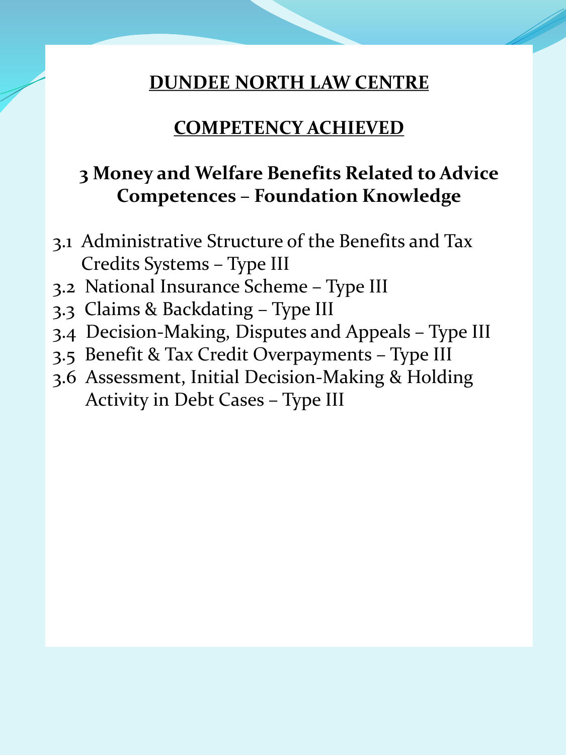**DUNDEE NORTH LAW CENTRE**

**COMPETENCY ACHIEVED**

## 3 Money and Welfare Benefits Related to Advice Competences – Foundation Knowledge

- 3.1 Administrative Structure of the Benefits and Tax Credits Systems – Type III
- 3.2 National Insurance Scheme – Type III
- 3.3 Claims & Backdating – Type III
- 3.4 Decision-Making, Disputes and Appeals – Type III
- 3.5 Benefit & Tax Credit Overpayments – Type III
- 3.6 Assessment, Initial Decision-Making & Holding Activity in Debt Cases – Type III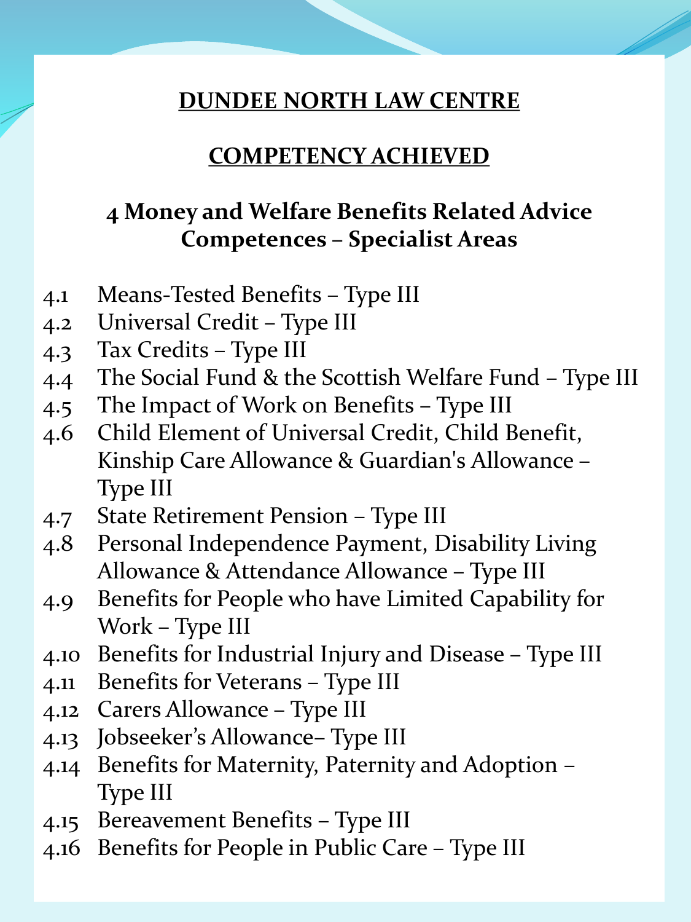# DUNDEE NORTH LAW CENTRE

## COMPETENCY ACHIEVED

### 4 Money and Welfare Benefits Related Advice Competences – Specialist Areas

4.1 Means-Tested Benefits – Type III
4.2 Universal Credit – Type III
4.3 Tax Credits – Type III
4.4 The Social Fund & the Scottish Welfare Fund – Type III
4.5 The Impact of Work on Benefits – Type III
4.6 Child Element of Universal Credit, Child Benefit, Kinship Care Allowance & Guardian's Allowance – Type III
4.7 State Retirement Pension – Type III
4.8 Personal Independence Payment, Disability Living Allowance & Attendance Allowance – Type III
4.9 Benefits for People who have Limited Capability for Work – Type III
4.10 Benefits for Industrial Injury and Disease – Type III
4.11 Benefits for Veterans – Type III
4.12 Carers Allowance – Type III
4.13 Jobseeker's Allowance– Type III
4.14 Benefits for Maternity, Paternity and Adoption – Type III
4.15 Bereavement Benefits – Type III
4.16 Benefits for People in Public Care – Type III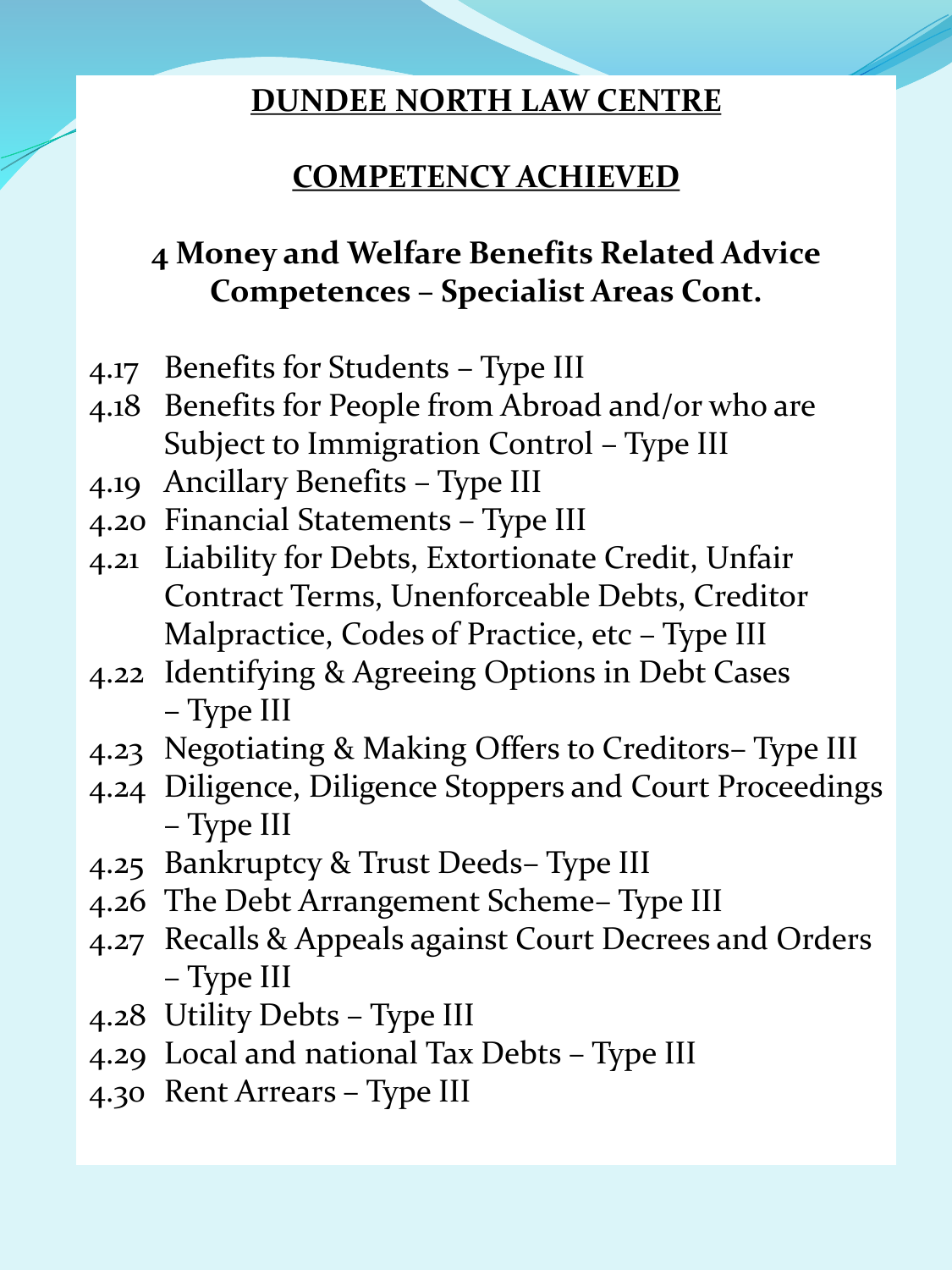# DUNDEE NORTH LAW CENTRE

## COMPETENCY ACHIEVED

### 4 Money and Welfare Benefits Related Advice Competences – Specialist Areas Cont.

- 4.17 Benefits for Students – Type III
- 4.18 Benefits for People from Abroad and/or who are Subject to Immigration Control – Type III
- 4.19 Ancillary Benefits – Type III
- 4.20 Financial Statements – Type III
- 4.21 Liability for Debts, Extortionate Credit, Unfair Contract Terms, Unenforceable Debts, Creditor Malpractice, Codes of Practice, etc – Type III
- 4.22 Identifying & Agreeing Options in Debt Cases – Type III
- 4.23 Negotiating & Making Offers to Creditors– Type III
- 4.24 Diligence, Diligence Stoppers and Court Proceedings – Type III
- 4.25 Bankruptcy & Trust Deeds– Type III
- 4.26 The Debt Arrangement Scheme– Type III
- 4.27 Recalls & Appeals against Court Decrees and Orders – Type III
- 4.28 Utility Debts – Type III
- 4.29 Local and national Tax Debts – Type III
- 4.30 Rent Arrears – Type III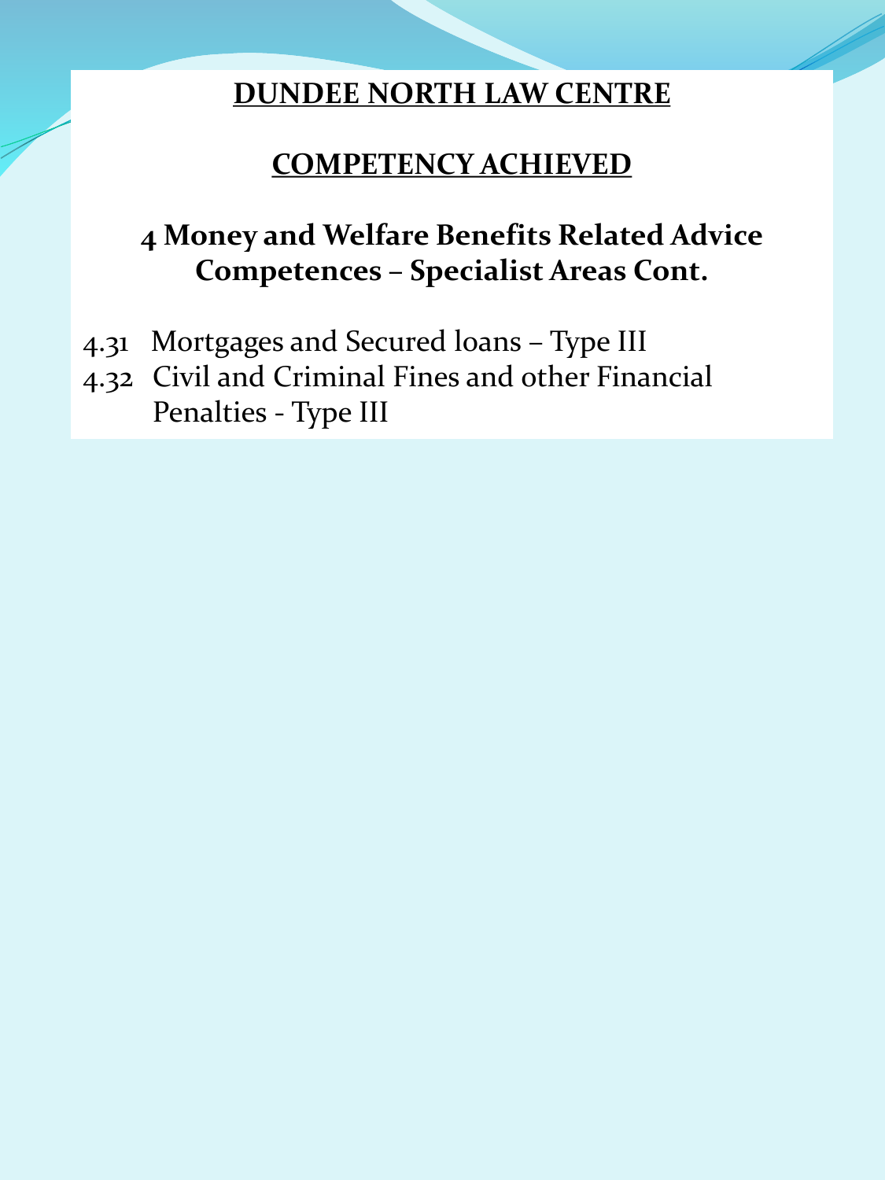# DUNDEE NORTH LAW CENTRE

## COMPETENCY ACHIEVED

### 4 Money and Welfare Benefits Related Advice Competences – Specialist Areas Cont.

4.31 Mortgages and Secured loans – Type III
4.32 Civil and Criminal Fines and other Financial Penalties - Type III